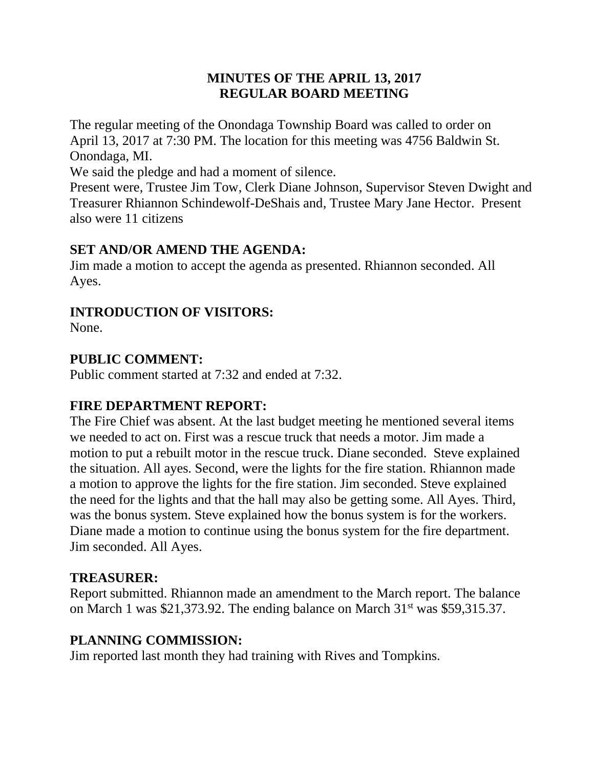# MINUTES OF THE APRIL 13, 2017 REGULAR BOARD MEETING

The regular meeting of the Onondaga Township Board was called to order on April 13, 2017 at 7:30 PM. The location for this meeting was 4756 Baldwin St. Onondaga, MI.

We said the pledge and had a moment of silence.

Present were, Trustee Jim Tow, Clerk Diane Johnson, Supervisor Steven Dwight and Treasurer Rhiannon Schindewolf-DeShais and, Trustee Mary Jane Hector. Present also were 11 citizens

## SET AND/OR AMEND THE AGENDA:

Jim made a motion to accept the agenda as presented. Rhiannon seconded. All Ayes.

## INTRODUCTION OF VISITORS:

None.

## PUBLIC COMMENT:

Public comment started at 7:32 and ended at 7:32.

## FIRE DEPARTMENT REPORT:

The Fire Chief was absent. At the last budget meeting he mentioned several items we needed to act on. First was a rescue truck that needs a motor. Jim made a motion to put a rebuilt motor in the rescue truck. Diane seconded. Steve explained the situation. All ayes. Second, were the lights for the fire station. Rhiannon made a motion to approve the lights for the fire station. Jim seconded. Steve explained the need for the lights and that the hall may also be getting some. All Ayes. Third, was the bonus system. Steve explained how the bonus system is for the workers. Diane made a motion to continue using the bonus system for the fire department. Jim seconded. All Ayes.

## TREASURER:

Report submitted. Rhiannon made an amendment to the March report. The balance on March 1 was $21,373.92. The ending balance on March 31st was $59,315.37.

## PLANNING COMMISSION:

Jim reported last month they had training with Rives and Tompkins.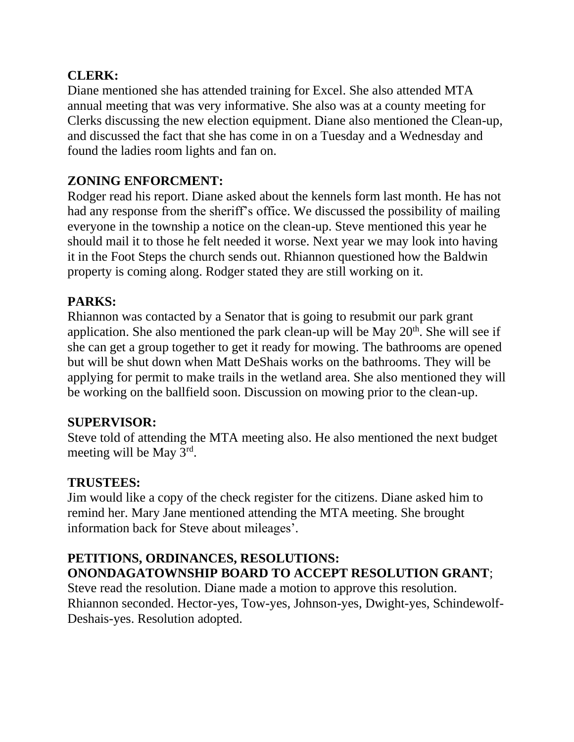**CLERK:**

Diane mentioned she has attended training for Excel. She also attended MTA annual meeting that was very informative. She also was at a county meeting for Clerks discussing the new election equipment. Diane also mentioned the Clean-up, and discussed the fact that she has come in on a Tuesday and a Wednesday and found the ladies room lights and fan on.

**ZONING ENFORCMENT:**

Rodger read his report. Diane asked about the kennels form last month. He has not had any response from the sheriff's office. We discussed the possibility of mailing everyone in the township a notice on the clean-up. Steve mentioned this year he should mail it to those he felt needed it worse. Next year we may look into having it in the Foot Steps the church sends out. Rhiannon questioned how the Baldwin property is coming along. Rodger stated they are still working on it.

**PARKS:**

Rhiannon was contacted by a Senator that is going to resubmit our park grant application. She also mentioned the park clean-up will be May 20th. She will see if she can get a group together to get it ready for mowing. The bathrooms are opened but will be shut down when Matt DeShais works on the bathrooms. They will be applying for permit to make trails in the wetland area. She also mentioned they will be working on the ballfield soon. Discussion on mowing prior to the clean-up.

**SUPERVISOR:**

Steve told of attending the MTA meeting also. He also mentioned the next budget meeting will be May 3rd.

**TRUSTEES:**

Jim would like a copy of the check register for the citizens. Diane asked him to remind her. Mary Jane mentioned attending the MTA meeting. She brought information back for Steve about mileages'.

**PETITIONS, ORDINANCES, RESOLUTIONS:**
**ONONDAGATOWNSHIP BOARD TO ACCEPT RESOLUTION GRANT**;
Steve read the resolution. Diane made a motion to approve this resolution. Rhiannon seconded. Hector-yes, Tow-yes, Johnson-yes, Dwight-yes, Schindewolf-Deshais-yes. Resolution adopted.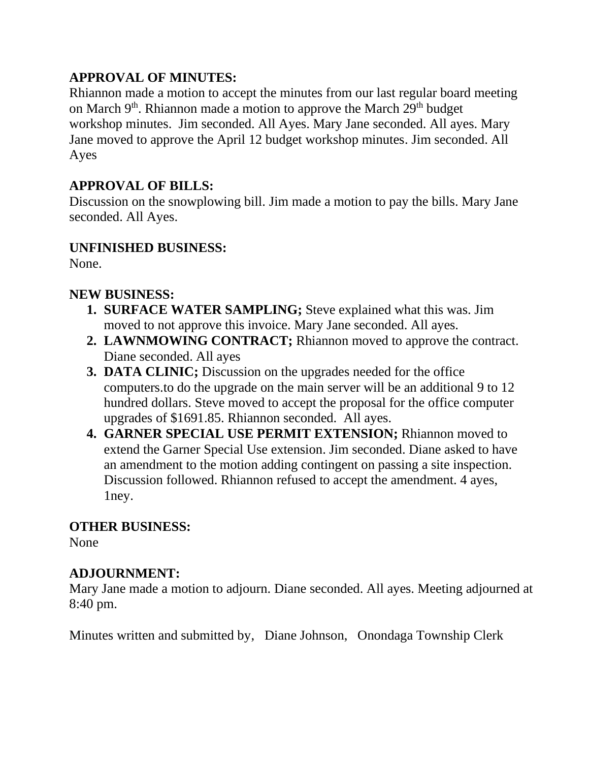**APPROVAL OF MINUTES:**

Rhiannon made a motion to accept the minutes from our last regular board meeting on March 9th. Rhiannon made a motion to approve the March 29th budget workshop minutes. Jim seconded. All Ayes. Mary Jane seconded. All ayes. Mary Jane moved to approve the April 12 budget workshop minutes. Jim seconded. All Ayes

**APPROVAL OF BILLS:**

Discussion on the snowplowing bill. Jim made a motion to pay the bills. Mary Jane seconded. All Ayes.

**UNFINISHED BUSINESS:**

None.

**NEW BUSINESS:**

1. **SURFACE WATER SAMPLING;** Steve explained what this was. Jim moved to not approve this invoice. Mary Jane seconded. All ayes.
2. **LAWNMOWING CONTRACT;** Rhiannon moved to approve the contract. Diane seconded. All ayes
3. **DATA CLINIC;** Discussion on the upgrades needed for the office computers.to do the upgrade on the main server will be an additional 9 to 12 hundred dollars. Steve moved to accept the proposal for the office computer upgrades of $1691.85. Rhiannon seconded. All ayes.
4. **GARNER SPECIAL USE PERMIT EXTENSION;** Rhiannon moved to extend the Garner Special Use extension. Jim seconded. Diane asked to have an amendment to the motion adding contingent on passing a site inspection. Discussion followed. Rhiannon refused to accept the amendment. 4 ayes, 1ney.

**OTHER BUSINESS:**

None

**ADJOURNMENT:**

Mary Jane made a motion to adjourn. Diane seconded. All ayes. Meeting adjourned at 8:40 pm.

Minutes written and submitted by, Diane Johnson, Onondaga Township Clerk